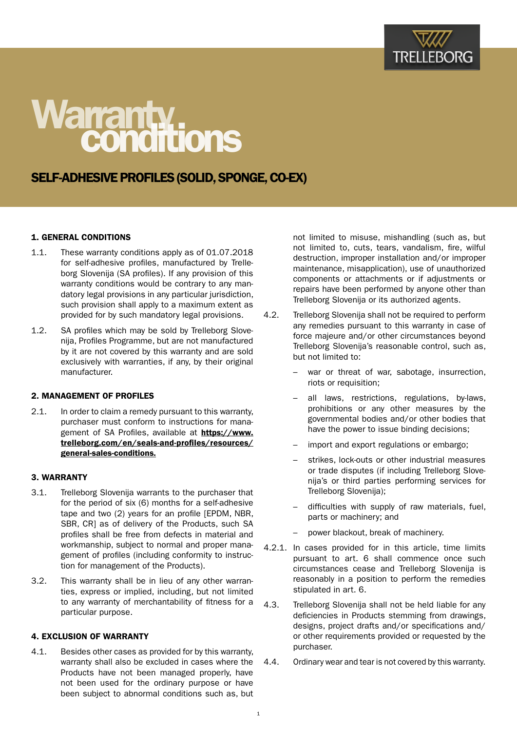# Warranty conditions

## SELF-ADHESIVE PROFILES (SOLID, SPONGE, CO-EX)

### 1. GENERAL CONDITIONS

1.1. These warranty conditions apply as of 01.07.2018 for self-adhesive profiles, manufactured by Trelleborg Slovenija (SA profiles). If any provision of this warranty conditions would be contrary to any mandatory legal provisions in any particular jurisdiction, such provision shall apply to a maximum extent as provided for by such mandatory legal provisions.

1.2. SA profiles which may be sold by Trelleborg Slovenija, Profiles Programme, but are not manufactured by it are not covered by this warranty and are sold exclusively with warranties, if any, by their original manufacturer.

### 2. MANAGEMENT OF PROFILES

2.1. In order to claim a remedy pursuant to this warranty, purchaser must conform to instructions for management of SA Profiles, available at **https://www.trelleborg.com/en/seals-and-profiles/resources/general-sales-conditions.**

### 3. WARRANTY

3.1. Trelleborg Slovenija warrants to the purchaser that for the period of six (6) months for a self-adhesive tape and two (2) years for an profile [EPDM, NBR, SBR, CR] as of delivery of the Products, such SA profiles shall be free from defects in material and workmanship, subject to normal and proper management of profiles (including conformity to instruction for management of the Products).

3.2. This warranty shall be in lieu of any other warranties, express or implied, including, but not limited to any warranty of merchantability of fitness for a particular purpose.

### 4. EXCLUSION OF WARRANTY

4.1. Besides other cases as provided for by this warranty, warranty shall also be excluded in cases where the Products have not been managed properly, have not been used for the ordinary purpose or have been subject to abnormal conditions such as, but not limited to misuse, mishandling (such as, but not limited to, cuts, tears, vandalism, fire, wilful destruction, improper installation and/or improper maintenance, misapplication), use of unauthorized components or attachments or if adjustments or repairs have been performed by anyone other than Trelleborg Slovenija or its authorized agents.

4.2. Trelleborg Slovenija shall not be required to perform any remedies pursuant to this warranty in case of force majeure and/or other circumstances beyond Trelleborg Slovenija's reasonable control, such as, but not limited to:

- war or threat of war, sabotage, insurrection, riots or requisition;
- all laws, restrictions, regulations, by-laws, prohibitions or any other measures by the governmental bodies and/or other bodies that have the power to issue binding decisions;
- import and export regulations or embargo;
- strikes, lock-outs or other industrial measures or trade disputes (if including Trelleborg Slovenija's or third parties performing services for Trelleborg Slovenija);
- difficulties with supply of raw materials, fuel, parts or machinery; and
- power blackout, break of machinery.

4.2.1. In cases provided for in this article, time limits pursuant to art. 6 shall commence once such circumstances cease and Trelleborg Slovenija is reasonably in a position to perform the remedies stipulated in art. 6.

4.3. Trelleborg Slovenija shall not be held liable for any deficiencies in Products stemming from drawings, designs, project drafts and/or specifications and/or other requirements provided or requested by the purchaser.

4.4. Ordinary wear and tear is not covered by this warranty.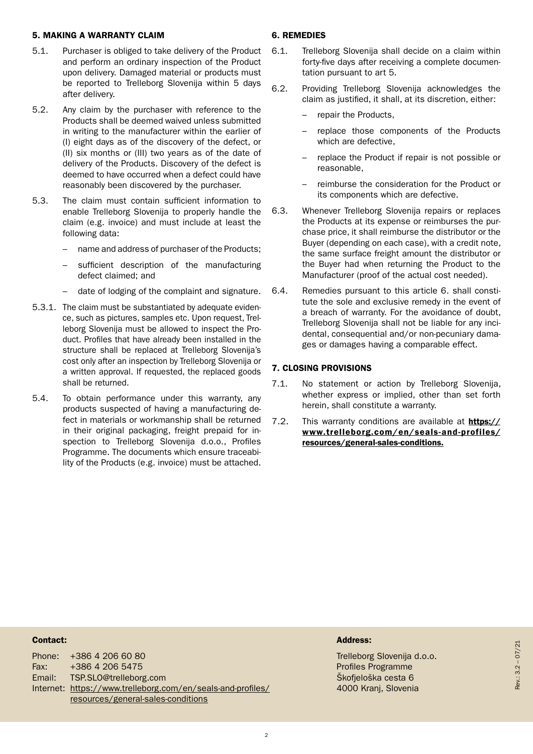## 5. MAKING A WARRANTY CLAIM

5.1. Purchaser is obliged to take delivery of the Product and perform an ordinary inspection of the Product upon delivery. Damaged material or products must be reported to Trelleborg Slovenija within 5 days after delivery.

5.2. Any claim by the purchaser with reference to the Products shall be deemed waived unless submitted in writing to the manufacturer within the earlier of (I) eight days as of the discovery of the defect, or (II) six months or (III) two years as of the date of delivery of the Products. Discovery of the defect is deemed to have occurred when a defect could have reasonably been discovered by the purchaser.

5.3. The claim must contain sufficient information to enable Trelleborg Slovenija to properly handle the claim (e.g. invoice) and must include at least the following data:

- name and address of purchaser of the Products;
- sufficient description of the manufacturing defect claimed; and
- date of lodging of the complaint and signature.

5.3.1. The claim must be substantiated by adequate evidence, such as pictures, samples etc. Upon request, Trelleborg Slovenija must be allowed to inspect the Product. Profiles that have already been installed in the structure shall be replaced at Trelleborg Slovenija's cost only after an inspection by Trelleborg Slovenija or a written approval. If requested, the replaced goods shall be returned.

5.4. To obtain performance under this warranty, any products suspected of having a manufacturing defect in materials or workmanship shall be returned in their original packaging, freight prepaid for inspection to Trelleborg Slovenija d.o.o., Profiles Programme. The documents which ensure traceability of the Products (e.g. invoice) must be attached.

## 6. REMEDIES

6.1. Trelleborg Slovenija shall decide on a claim within forty-five days after receiving a complete documentation pursuant to art 5.

6.2. Providing Trelleborg Slovenija acknowledges the claim as justified, it shall, at its discretion, either:

- repair the Products,
- replace those components of the Products which are defective,
- replace the Product if repair is not possible or reasonable,
- reimburse the consideration for the Product or its components which are defective.

6.3. Whenever Trelleborg Slovenija repairs or replaces the Products at its expense or reimburses the purchase price, it shall reimburse the distributor or the Buyer (depending on each case), with a credit note, the same surface freight amount the distributor or the Buyer had when returning the Product to the Manufacturer (proof of the actual cost needed).

6.4. Remedies pursuant to this article 6. shall constitute the sole and exclusive remedy in the event of a breach of warranty. For the avoidance of doubt, Trelleborg Slovenija shall not be liable for any incidental, consequential and/or non-pecuniary damages or damages having a comparable effect.

## 7. CLOSING PROVISIONS

7.1. No statement or action by Trelleborg Slovenija, whether express or implied, other than set forth herein, shall constitute a warranty.

7.2. This warranty conditions are available at **https://www.trelleborg.com/en/seals-and-profiles/resources/general-sales-conditions.**

**Contact:**

Phone: +386 4 206 60 80
Fax: +386 4 206 5475
Email: TSP.SLO@trelleborg.com
Internet: https://www.trelleborg.com/en/seals-and-profiles/resources/general-sales-conditions

**Address:**

Trelleborg Slovenija d.o.o.
Profiles Programme
Škofjeloška cesta 6
4000 Kranj, Slovenia

Rev.: 3.2 – 07/21